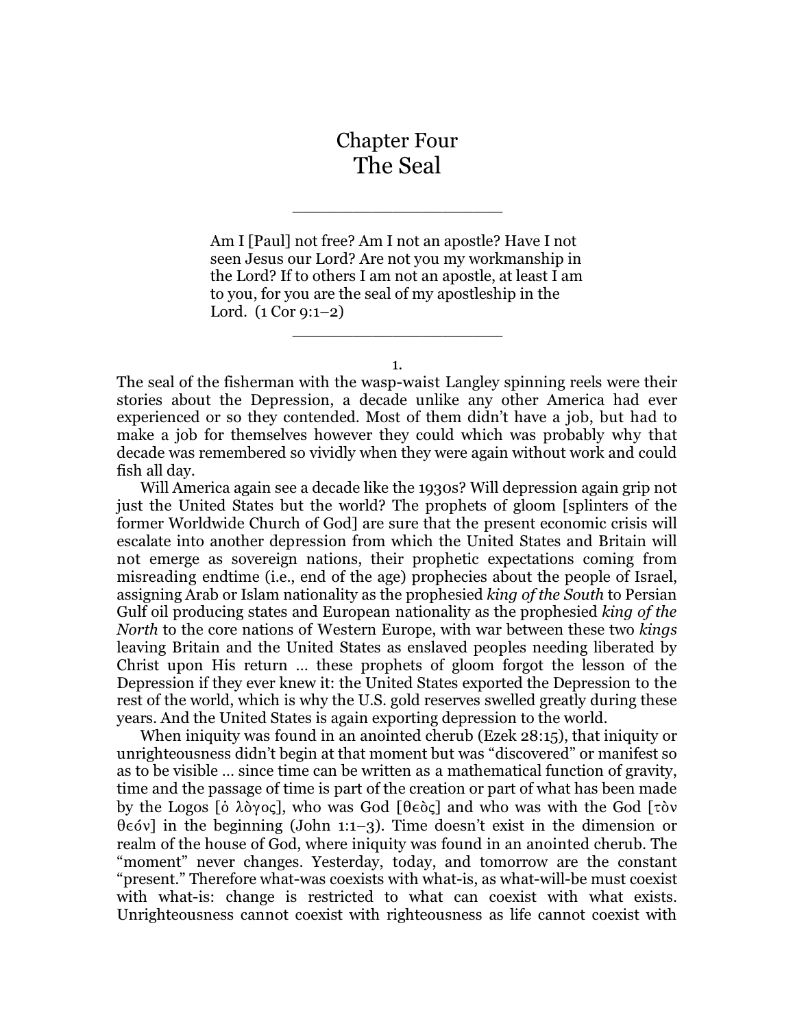# Chapter Four
# The Seal

---

> Am I [Paul] not free? Am I not an apostle? Have I not seen Jesus our Lord? Are not you my workmanship in the Lord? If to others I am not an apostle, at least I am to you, for you are the seal of my apostleship in the Lord. (1 Cor 9:1–2)

---

1.

The seal of the fisherman with the wasp-waist Langley spinning reels were their stories about the Depression, a decade unlike any other America had ever experienced or so they contended. Most of them didn't have a job, but had to make a job for themselves however they could which was probably why that decade was remembered so vividly when they were again without work and could fish all day.

Will America again see a decade like the 1930s? Will depression again grip not just the United States but the world? The prophets of gloom [splinters of the former Worldwide Church of God] are sure that the present economic crisis will escalate into another depression from which the United States and Britain will not emerge as sovereign nations, their prophetic expectations coming from misreading endtime (i.e., end of the age) prophecies about the people of Israel, assigning Arab or Islam nationality as the prophesied *king of the South* to Persian Gulf oil producing states and European nationality as the prophesied *king of the North* to the core nations of Western Europe, with war between these two *kings* leaving Britain and the United States as enslaved peoples needing liberated by Christ upon His return … these prophets of gloom forgot the lesson of the Depression if they ever knew it: the United States exported the Depression to the rest of the world, which is why the U.S. gold reserves swelled greatly during these years. And the United States is again exporting depression to the world.

When iniquity was found in an anointed cherub (Ezek 28:15), that iniquity or unrighteousness didn't begin at that moment but was "discovered" or manifest so as to be visible … since time can be written as a mathematical function of gravity, time and the passage of time is part of the creation or part of what has been made by the Logos [ὁ λὸγος], who was God [θεὸς] and who was with the God [τὸν θεόν] in the beginning (John 1:1–3). Time doesn't exist in the dimension or realm of the house of God, where iniquity was found in an anointed cherub. The "moment" never changes. Yesterday, today, and tomorrow are the constant "present." Therefore what-was coexists with what-is, as what-will-be must coexist with what-is: change is restricted to what can coexist with what exists. Unrighteousness cannot coexist with righteousness as life cannot coexist with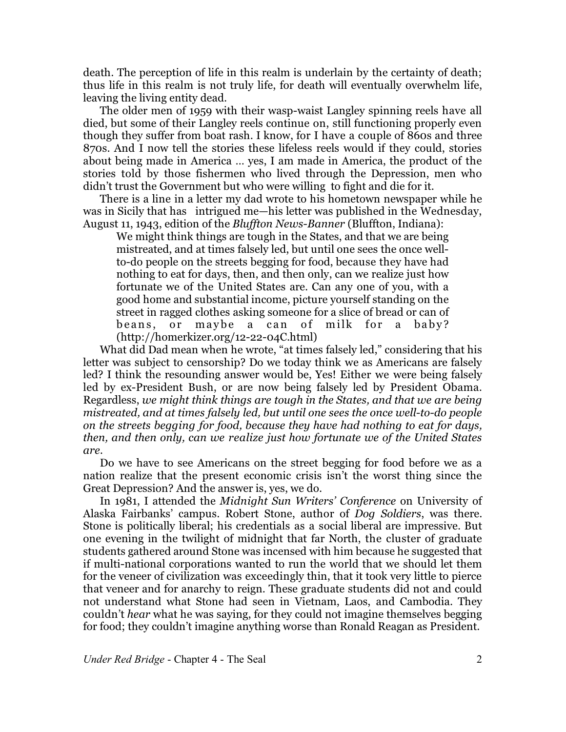death. The perception of life in this realm is underlain by the certainty of death; thus life in this realm is not truly life, for death will eventually overwhelm life, leaving the living entity dead.

The older men of 1959 with their wasp-waist Langley spinning reels have all died, but some of their Langley reels continue on, still functioning properly even though they suffer from boat rash. I know, for I have a couple of 860s and three 870s. And I now tell the stories these lifeless reels would if they could, stories about being made in America … yes, I am made in America, the product of the stories told by those fishermen who lived through the Depression, men who didn't trust the Government but who were willing to fight and die for it.

There is a line in a letter my dad wrote to his hometown newspaper while he was in Sicily that has intrigued me—his letter was published in the Wednesday, August 11, 1943, edition of the *Bluffton News-Banner* (Bluffton, Indiana):

> We might think things are tough in the States, and that we are being mistreated, and at times falsely led, but until one sees the once well-to-do people on the streets begging for food, because they have had nothing to eat for days, then, and then only, can we realize just how fortunate we of the United States are. Can any one of you, with a good home and substantial income, picture yourself standing on the street in ragged clothes asking someone for a slice of bread or can of beans, or maybe a can of milk for a baby? (http://homerkizer.org/12-22-04C.html)

What did Dad mean when he wrote, "at times falsely led," considering that his letter was subject to censorship? Do we today think we as Americans are falsely led? I think the resounding answer would be, Yes! Either we were being falsely led by ex-President Bush, or are now being falsely led by President Obama. Regardless, *we might think things are tough in the States, and that we are being mistreated, and at times falsely led, but until one sees the once well-to-do people on the streets begging for food, because they have had nothing to eat for days, then, and then only, can we realize just how fortunate we of the United States are*.

Do we have to see Americans on the street begging for food before we as a nation realize that the present economic crisis isn't the worst thing since the Great Depression? And the answer is, yes, we do.

In 1981, I attended the *Midnight Sun Writers' Conference* on University of Alaska Fairbanks' campus. Robert Stone, author of *Dog Soldiers*, was there. Stone is politically liberal; his credentials as a social liberal are impressive. But one evening in the twilight of midnight that far North, the cluster of graduate students gathered around Stone was incensed with him because he suggested that if multi-national corporations wanted to run the world that we should let them for the veneer of civilization was exceedingly thin, that it took very little to pierce that veneer and for anarchy to reign. These graduate students did not and could not understand what Stone had seen in Vietnam, Laos, and Cambodia. They couldn't *hear* what he was saying, for they could not imagine themselves begging for food; they couldn't imagine anything worse than Ronald Reagan as President.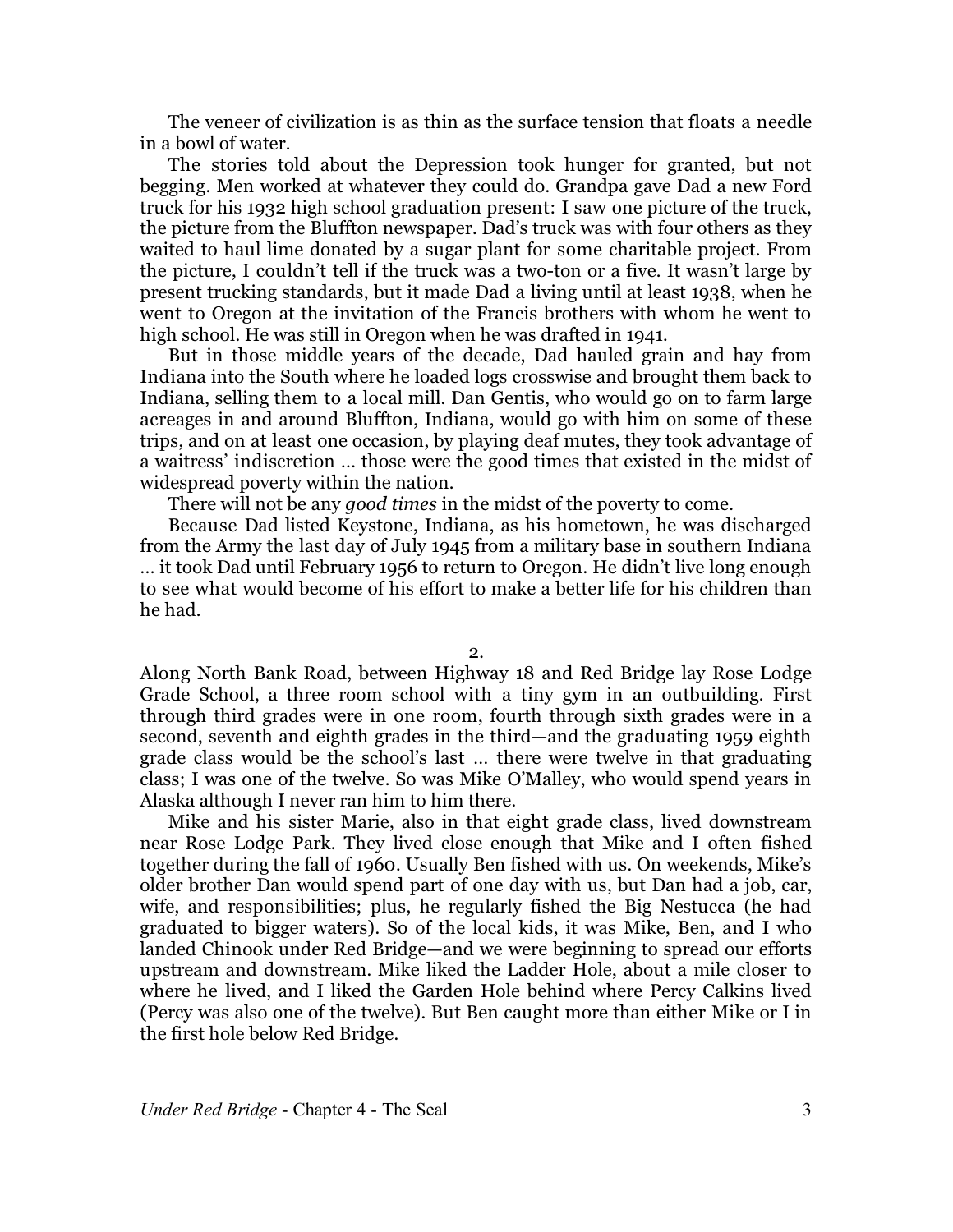The veneer of civilization is as thin as the surface tension that floats a needle in a bowl of water.

The stories told about the Depression took hunger for granted, but not begging. Men worked at whatever they could do. Grandpa gave Dad a new Ford truck for his 1932 high school graduation present: I saw one picture of the truck, the picture from the Bluffton newspaper. Dad's truck was with four others as they waited to haul lime donated by a sugar plant for some charitable project. From the picture, I couldn't tell if the truck was a two-ton or a five. It wasn't large by present trucking standards, but it made Dad a living until at least 1938, when he went to Oregon at the invitation of the Francis brothers with whom he went to high school. He was still in Oregon when he was drafted in 1941.

But in those middle years of the decade, Dad hauled grain and hay from Indiana into the South where he loaded logs crosswise and brought them back to Indiana, selling them to a local mill. Dan Gentis, who would go on to farm large acreages in and around Bluffton, Indiana, would go with him on some of these trips, and on at least one occasion, by playing deaf mutes, they took advantage of a waitress' indiscretion … those were the good times that existed in the midst of widespread poverty within the nation.

There will not be any *good times* in the midst of the poverty to come.

Because Dad listed Keystone, Indiana, as his hometown, he was discharged from the Army the last day of July 1945 from a military base in southern Indiana … it took Dad until February 1956 to return to Oregon. He didn't live long enough to see what would become of his effort to make a better life for his children than he had.

2.

Along North Bank Road, between Highway 18 and Red Bridge lay Rose Lodge Grade School, a three room school with a tiny gym in an outbuilding. First through third grades were in one room, fourth through sixth grades were in a second, seventh and eighth grades in the third—and the graduating 1959 eighth grade class would be the school's last … there were twelve in that graduating class; I was one of the twelve. So was Mike O'Malley, who would spend years in Alaska although I never ran him to him there.

Mike and his sister Marie, also in that eight grade class, lived downstream near Rose Lodge Park. They lived close enough that Mike and I often fished together during the fall of 1960. Usually Ben fished with us. On weekends, Mike's older brother Dan would spend part of one day with us, but Dan had a job, car, wife, and responsibilities; plus, he regularly fished the Big Nestucca (he had graduated to bigger waters). So of the local kids, it was Mike, Ben, and I who landed Chinook under Red Bridge—and we were beginning to spread our efforts upstream and downstream. Mike liked the Ladder Hole, about a mile closer to where he lived, and I liked the Garden Hole behind where Percy Calkins lived (Percy was also one of the twelve). But Ben caught more than either Mike or I in the first hole below Red Bridge.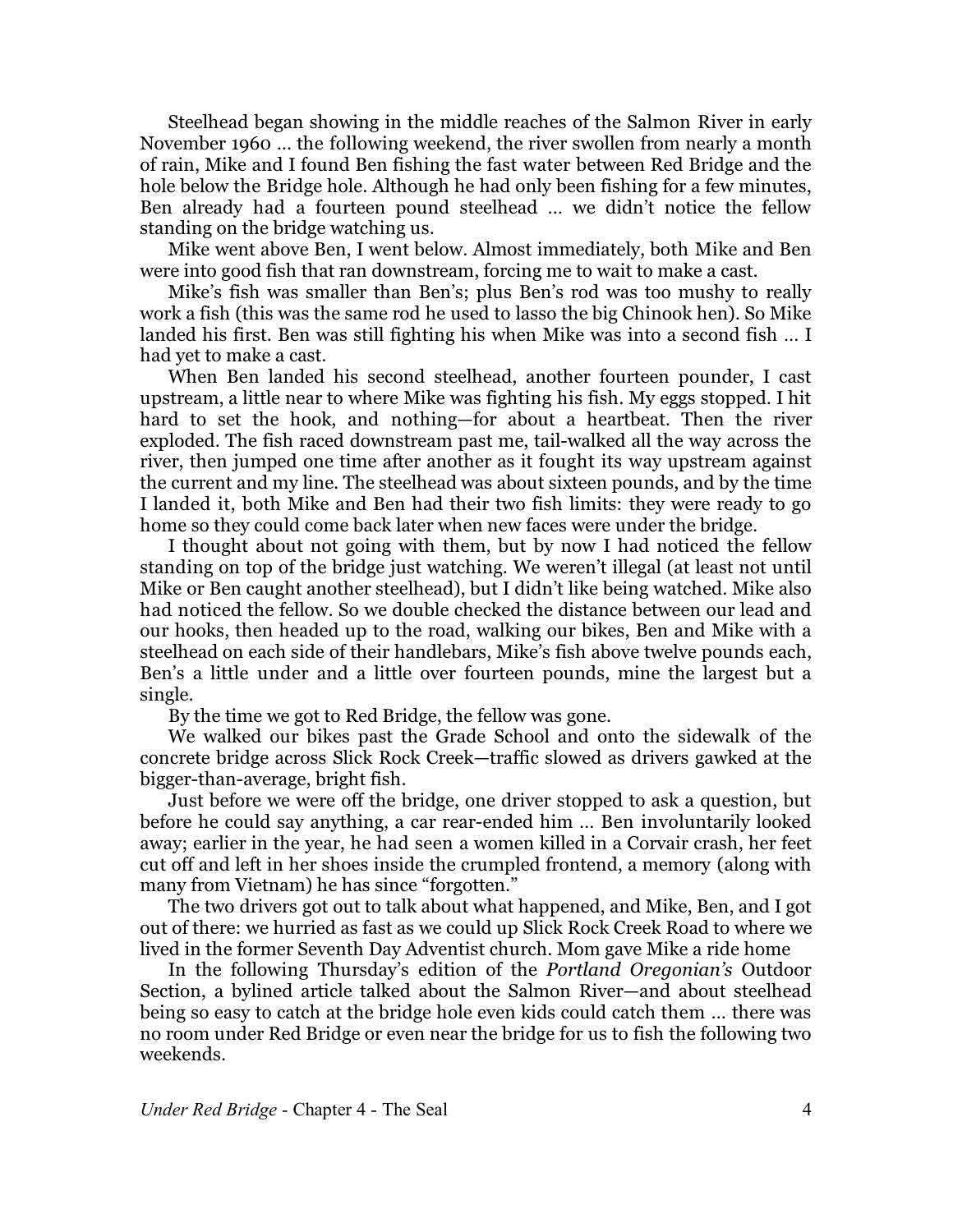Steelhead began showing in the middle reaches of the Salmon River in early November 1960 … the following weekend, the river swollen from nearly a month of rain, Mike and I found Ben fishing the fast water between Red Bridge and the hole below the Bridge hole. Although he had only been fishing for a few minutes, Ben already had a fourteen pound steelhead … we didn't notice the fellow standing on the bridge watching us.

Mike went above Ben, I went below. Almost immediately, both Mike and Ben were into good fish that ran downstream, forcing me to wait to make a cast.

Mike's fish was smaller than Ben's; plus Ben's rod was too mushy to really work a fish (this was the same rod he used to lasso the big Chinook hen). So Mike landed his first. Ben was still fighting his when Mike was into a second fish … I had yet to make a cast.

When Ben landed his second steelhead, another fourteen pounder, I cast upstream, a little near to where Mike was fighting his fish. My eggs stopped. I hit hard to set the hook, and nothing—for about a heartbeat. Then the river exploded. The fish raced downstream past me, tail-walked all the way across the river, then jumped one time after another as it fought its way upstream against the current and my line. The steelhead was about sixteen pounds, and by the time I landed it, both Mike and Ben had their two fish limits: they were ready to go home so they could come back later when new faces were under the bridge.

I thought about not going with them, but by now I had noticed the fellow standing on top of the bridge just watching. We weren't illegal (at least not until Mike or Ben caught another steelhead), but I didn't like being watched. Mike also had noticed the fellow. So we double checked the distance between our lead and our hooks, then headed up to the road, walking our bikes, Ben and Mike with a steelhead on each side of their handlebars, Mike's fish above twelve pounds each, Ben's a little under and a little over fourteen pounds, mine the largest but a single.

By the time we got to Red Bridge, the fellow was gone.

We walked our bikes past the Grade School and onto the sidewalk of the concrete bridge across Slick Rock Creek—traffic slowed as drivers gawked at the bigger-than-average, bright fish.

Just before we were off the bridge, one driver stopped to ask a question, but before he could say anything, a car rear-ended him … Ben involuntarily looked away; earlier in the year, he had seen a women killed in a Corvair crash, her feet cut off and left in her shoes inside the crumpled frontend, a memory (along with many from Vietnam) he has since "forgotten."

The two drivers got out to talk about what happened, and Mike, Ben, and I got out of there: we hurried as fast as we could up Slick Rock Creek Road to where we lived in the former Seventh Day Adventist church. Mom gave Mike a ride home

In the following Thursday's edition of the *Portland Oregonian's* Outdoor Section, a bylined article talked about the Salmon River—and about steelhead being so easy to catch at the bridge hole even kids could catch them … there was no room under Red Bridge or even near the bridge for us to fish the following two weekends.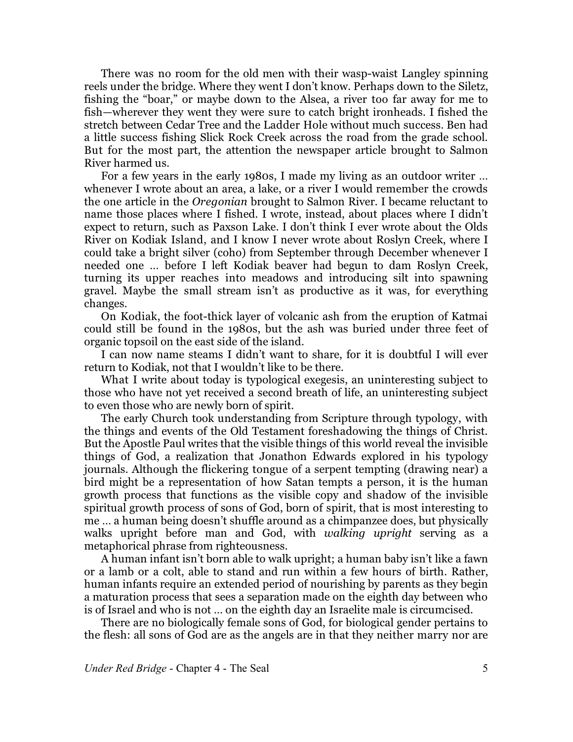There was no room for the old men with their wasp-waist Langley spinning reels under the bridge. Where they went I don't know. Perhaps down to the Siletz, fishing the "boar," or maybe down to the Alsea, a river too far away for me to fish—wherever they went they were sure to catch bright ironheads. I fished the stretch between Cedar Tree and the Ladder Hole without much success. Ben had a little success fishing Slick Rock Creek across the road from the grade school. But for the most part, the attention the newspaper article brought to Salmon River harmed us.

For a few years in the early 1980s, I made my living as an outdoor writer … whenever I wrote about an area, a lake, or a river I would remember the crowds the one article in the *Oregonian* brought to Salmon River. I became reluctant to name those places where I fished. I wrote, instead, about places where I didn't expect to return, such as Paxson Lake. I don't think I ever wrote about the Olds River on Kodiak Island, and I know I never wrote about Roslyn Creek, where I could take a bright silver (coho) from September through December whenever I needed one … before I left Kodiak beaver had begun to dam Roslyn Creek, turning its upper reaches into meadows and introducing silt into spawning gravel. Maybe the small stream isn't as productive as it was, for everything changes.

On Kodiak, the foot-thick layer of volcanic ash from the eruption of Katmai could still be found in the 1980s, but the ash was buried under three feet of organic topsoil on the east side of the island.

I can now name steams I didn't want to share, for it is doubtful I will ever return to Kodiak, not that I wouldn't like to be there.

What I write about today is typological exegesis, an uninteresting subject to those who have not yet received a second breath of life, an uninteresting subject to even those who are newly born of spirit.

The early Church took understanding from Scripture through typology, with the things and events of the Old Testament foreshadowing the things of Christ. But the Apostle Paul writes that the visible things of this world reveal the invisible things of God, a realization that Jonathon Edwards explored in his typology journals. Although the flickering tongue of a serpent tempting (drawing near) a bird might be a representation of how Satan tempts a person, it is the human growth process that functions as the visible copy and shadow of the invisible spiritual growth process of sons of God, born of spirit, that is most interesting to me … a human being doesn't shuffle around as a chimpanzee does, but physically walks upright before man and God, with *walking upright* serving as a metaphorical phrase from righteousness.

A human infant isn't born able to walk upright; a human baby isn't like a fawn or a lamb or a colt, able to stand and run within a few hours of birth. Rather, human infants require an extended period of nourishing by parents as they begin a maturation process that sees a separation made on the eighth day between who is of Israel and who is not … on the eighth day an Israelite male is circumcised.

There are no biologically female sons of God, for biological gender pertains to the flesh: all sons of God are as the angels are in that they neither marry nor are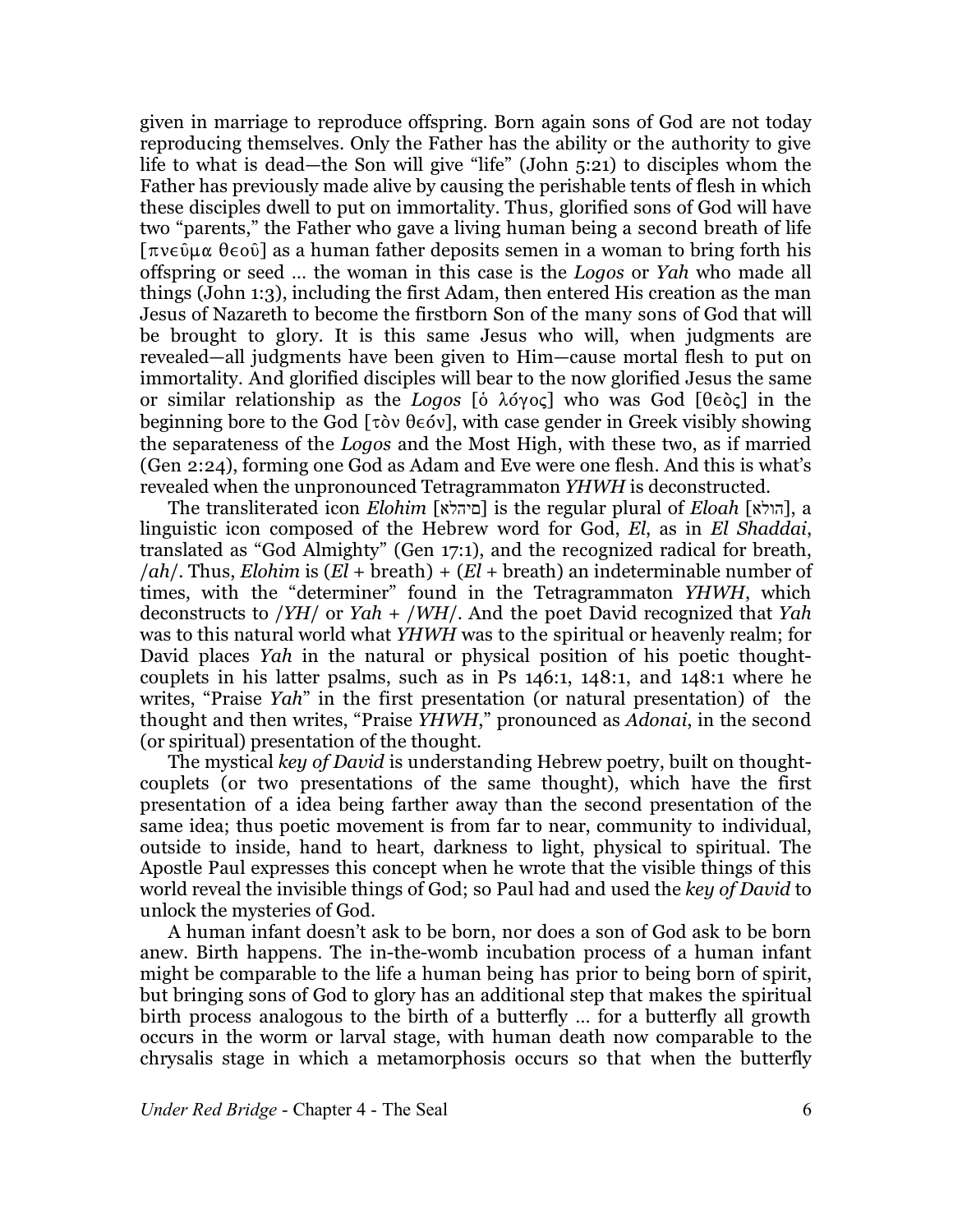given in marriage to reproduce offspring. Born again sons of God are not today reproducing themselves. Only the Father has the ability or the authority to give life to what is dead—the Son will give "life" (John 5:21) to disciples whom the Father has previously made alive by causing the perishable tents of flesh in which these disciples dwell to put on immortality. Thus, glorified sons of God will have two "parents," the Father who gave a living human being a second breath of life [πνεῦμα θεοῦ] as a human father deposits semen in a woman to bring forth his offspring or seed … the woman in this case is the *Logos* or *Yah* who made all things (John 1:3), including the first Adam, then entered His creation as the man Jesus of Nazareth to become the firstborn Son of the many sons of God that will be brought to glory. It is this same Jesus who will, when judgments are revealed—all judgments have been given to Him—cause mortal flesh to put on immortality. And glorified disciples will bear to the now glorified Jesus the same or similar relationship as the *Logos* [ὁ λόγος] who was God [θεὸς] in the beginning bore to the God [τὸν θεόν], with case gender in Greek visibly showing the separateness of the *Logos* and the Most High, with these two, as if married (Gen 2:24), forming one God as Adam and Eve were one flesh. And this is what's revealed when the unpronounced Tetragrammaton *YHWH* is deconstructed.

The transliterated icon *Elohim* [םיהלא] is the regular plural of *Eloah* [הולא], a linguistic icon composed of the Hebrew word for God, *El*, as in *El Shaddai*, translated as "God Almighty" (Gen 17:1), and the recognized radical for breath, /*ah*/. Thus, *Elohim* is (*El* + breath) + (*El* + breath) an indeterminable number of times, with the "determiner" found in the Tetragrammaton *YHWH*, which deconstructs to /*YH*/ or *Yah* + /*WH*/. And the poet David recognized that *Yah* was to this natural world what *YHWH* was to the spiritual or heavenly realm; for David places *Yah* in the natural or physical position of his poetic thought-couplets in his latter psalms, such as in Ps 146:1, 148:1, and 148:1 where he writes, "Praise *Yah*" in the first presentation (or natural presentation) of the thought and then writes, "Praise *YHWH*," pronounced as *Adonai*, in the second (or spiritual) presentation of the thought.

The mystical *key of David* is understanding Hebrew poetry, built on thought-couplets (or two presentations of the same thought), which have the first presentation of a idea being farther away than the second presentation of the same idea; thus poetic movement is from far to near, community to individual, outside to inside, hand to heart, darkness to light, physical to spiritual. The Apostle Paul expresses this concept when he wrote that the visible things of this world reveal the invisible things of God; so Paul had and used the *key of David* to unlock the mysteries of God.

A human infant doesn't ask to be born, nor does a son of God ask to be born anew. Birth happens. The in-the-womb incubation process of a human infant might be comparable to the life a human being has prior to being born of spirit, but bringing sons of God to glory has an additional step that makes the spiritual birth process analogous to the birth of a butterfly … for a butterfly all growth occurs in the worm or larval stage, with human death now comparable to the chrysalis stage in which a metamorphosis occurs so that when the butterfly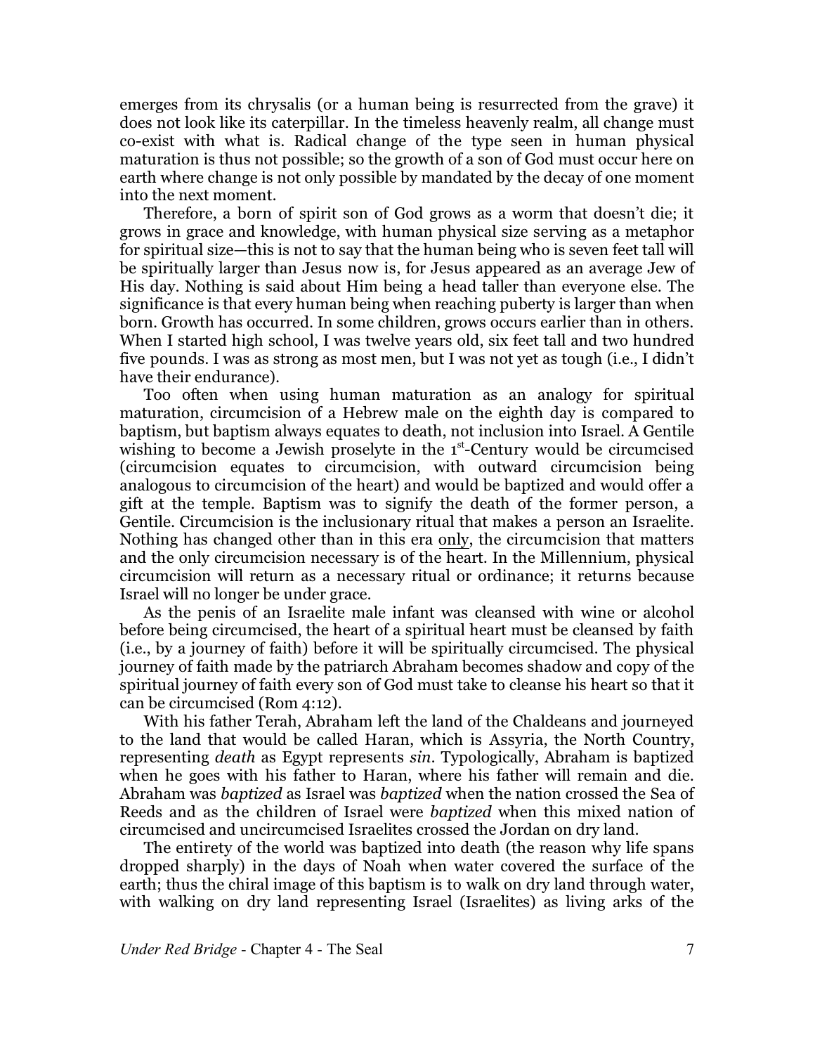emerges from its chrysalis (or a human being is resurrected from the grave) it does not look like its caterpillar. In the timeless heavenly realm, all change must co-exist with what is. Radical change of the type seen in human physical maturation is thus not possible; so the growth of a son of God must occur here on earth where change is not only possible by mandated by the decay of one moment into the next moment.

Therefore, a born of spirit son of God grows as a worm that doesn't die; it grows in grace and knowledge, with human physical size serving as a metaphor for spiritual size—this is not to say that the human being who is seven feet tall will be spiritually larger than Jesus now is, for Jesus appeared as an average Jew of His day. Nothing is said about Him being a head taller than everyone else. The significance is that every human being when reaching puberty is larger than when born. Growth has occurred. In some children, grows occurs earlier than in others. When I started high school, I was twelve years old, six feet tall and two hundred five pounds. I was as strong as most men, but I was not yet as tough (i.e., I didn't have their endurance).

Too often when using human maturation as an analogy for spiritual maturation, circumcision of a Hebrew male on the eighth day is compared to baptism, but baptism always equates to death, not inclusion into Israel. A Gentile wishing to become a Jewish proselyte in the 1st-Century would be circumcised (circumcision equates to circumcision, with outward circumcision being analogous to circumcision of the heart) and would be baptized and would offer a gift at the temple. Baptism was to signify the death of the former person, a Gentile. Circumcision is the inclusionary ritual that makes a person an Israelite. Nothing has changed other than in this era only, the circumcision that matters and the only circumcision necessary is of the heart. In the Millennium, physical circumcision will return as a necessary ritual or ordinance; it returns because Israel will no longer be under grace.

As the penis of an Israelite male infant was cleansed with wine or alcohol before being circumcised, the heart of a spiritual heart must be cleansed by faith (i.e., by a journey of faith) before it will be spiritually circumcised. The physical journey of faith made by the patriarch Abraham becomes shadow and copy of the spiritual journey of faith every son of God must take to cleanse his heart so that it can be circumcised (Rom 4:12).

With his father Terah, Abraham left the land of the Chaldeans and journeyed to the land that would be called Haran, which is Assyria, the North Country, representing *death* as Egypt represents *sin*. Typologically, Abraham is baptized when he goes with his father to Haran, where his father will remain and die. Abraham was *baptized* as Israel was *baptized* when the nation crossed the Sea of Reeds and as the children of Israel were *baptized* when this mixed nation of circumcised and uncircumcised Israelites crossed the Jordan on dry land.

The entirety of the world was baptized into death (the reason why life spans dropped sharply) in the days of Noah when water covered the surface of the earth; thus the chiral image of this baptism is to walk on dry land through water, with walking on dry land representing Israel (Israelites) as living arks of the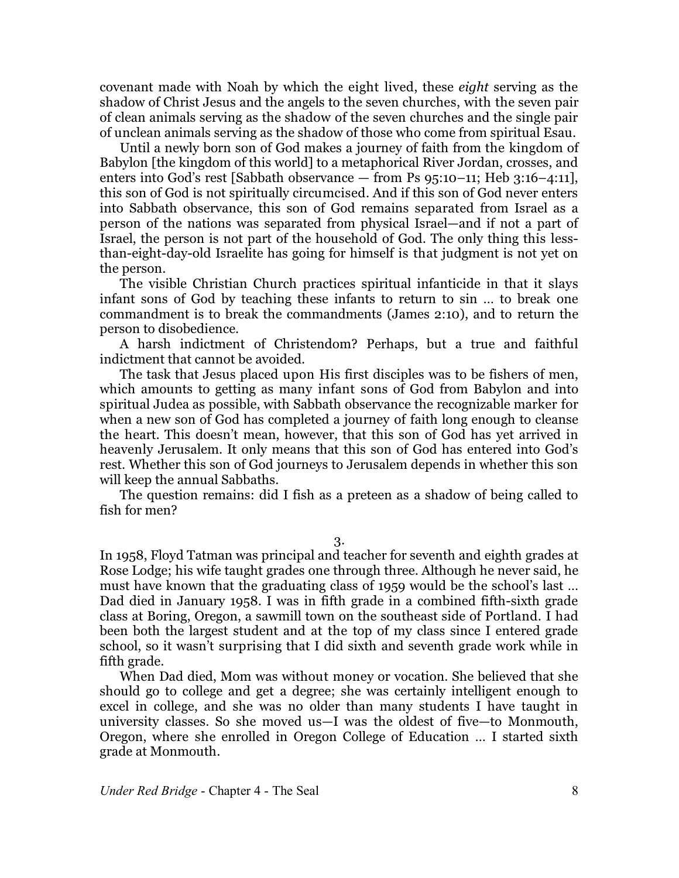covenant made with Noah by which the eight lived, these *eight* serving as the shadow of Christ Jesus and the angels to the seven churches, with the seven pair of clean animals serving as the shadow of the seven churches and the single pair of unclean animals serving as the shadow of those who come from spiritual Esau.

Until a newly born son of God makes a journey of faith from the kingdom of Babylon [the kingdom of this world] to a metaphorical River Jordan, crosses, and enters into God's rest [Sabbath observance — from Ps 95:10–11; Heb 3:16–4:11], this son of God is not spiritually circumcised. And if this son of God never enters into Sabbath observance, this son of God remains separated from Israel as a person of the nations was separated from physical Israel—and if not a part of Israel, the person is not part of the household of God. The only thing this less-than-eight-day-old Israelite has going for himself is that judgment is not yet on the person.

The visible Christian Church practices spiritual infanticide in that it slays infant sons of God by teaching these infants to return to sin … to break one commandment is to break the commandments (James 2:10), and to return the person to disobedience.

A harsh indictment of Christendom? Perhaps, but a true and faithful indictment that cannot be avoided.

The task that Jesus placed upon His first disciples was to be fishers of men, which amounts to getting as many infant sons of God from Babylon and into spiritual Judea as possible, with Sabbath observance the recognizable marker for when a new son of God has completed a journey of faith long enough to cleanse the heart. This doesn't mean, however, that this son of God has yet arrived in heavenly Jerusalem. It only means that this son of God has entered into God's rest. Whether this son of God journeys to Jerusalem depends in whether this son will keep the annual Sabbaths.

The question remains: did I fish as a preteen as a shadow of being called to fish for men?

3.

In 1958, Floyd Tatman was principal and teacher for seventh and eighth grades at Rose Lodge; his wife taught grades one through three. Although he never said, he must have known that the graduating class of 1959 would be the school's last … Dad died in January 1958. I was in fifth grade in a combined fifth-sixth grade class at Boring, Oregon, a sawmill town on the southeast side of Portland. I had been both the largest student and at the top of my class since I entered grade school, so it wasn't surprising that I did sixth and seventh grade work while in fifth grade.

When Dad died, Mom was without money or vocation. She believed that she should go to college and get a degree; she was certainly intelligent enough to excel in college, and she was no older than many students I have taught in university classes. So she moved us—I was the oldest of five—to Monmouth, Oregon, where she enrolled in Oregon College of Education … I started sixth grade at Monmouth.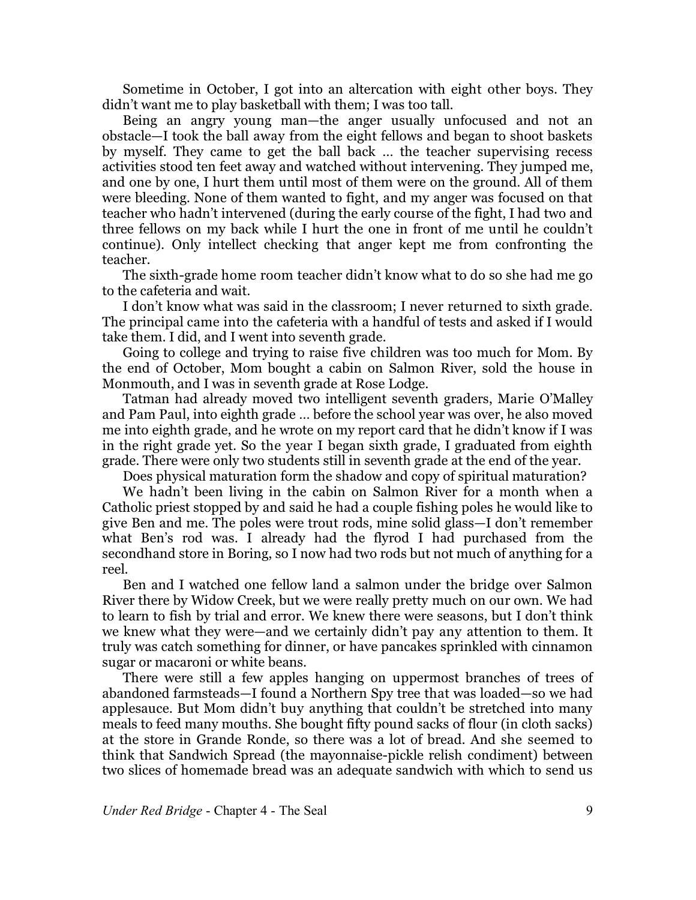Sometime in October, I got into an altercation with eight other boys. They didn't want me to play basketball with them; I was too tall.

Being an angry young man—the anger usually unfocused and not an obstacle—I took the ball away from the eight fellows and began to shoot baskets by myself. They came to get the ball back … the teacher supervising recess activities stood ten feet away and watched without intervening. They jumped me, and one by one, I hurt them until most of them were on the ground. All of them were bleeding. None of them wanted to fight, and my anger was focused on that teacher who hadn't intervened (during the early course of the fight, I had two and three fellows on my back while I hurt the one in front of me until he couldn't continue). Only intellect checking that anger kept me from confronting the teacher.

The sixth-grade home room teacher didn't know what to do so she had me go to the cafeteria and wait.

I don't know what was said in the classroom; I never returned to sixth grade. The principal came into the cafeteria with a handful of tests and asked if I would take them. I did, and I went into seventh grade.

Going to college and trying to raise five children was too much for Mom. By the end of October, Mom bought a cabin on Salmon River, sold the house in Monmouth, and I was in seventh grade at Rose Lodge.

Tatman had already moved two intelligent seventh graders, Marie O'Malley and Pam Paul, into eighth grade … before the school year was over, he also moved me into eighth grade, and he wrote on my report card that he didn't know if I was in the right grade yet. So the year I began sixth grade, I graduated from eighth grade. There were only two students still in seventh grade at the end of the year.

Does physical maturation form the shadow and copy of spiritual maturation?

We hadn't been living in the cabin on Salmon River for a month when a Catholic priest stopped by and said he had a couple fishing poles he would like to give Ben and me. The poles were trout rods, mine solid glass—I don't remember what Ben's rod was. I already had the flyrod I had purchased from the secondhand store in Boring, so I now had two rods but not much of anything for a reel.

Ben and I watched one fellow land a salmon under the bridge over Salmon River there by Widow Creek, but we were really pretty much on our own. We had to learn to fish by trial and error. We knew there were seasons, but I don't think we knew what they were—and we certainly didn't pay any attention to them. It truly was catch something for dinner, or have pancakes sprinkled with cinnamon sugar or macaroni or white beans.

There were still a few apples hanging on uppermost branches of trees of abandoned farmsteads—I found a Northern Spy tree that was loaded—so we had applesauce. But Mom didn't buy anything that couldn't be stretched into many meals to feed many mouths. She bought fifty pound sacks of flour (in cloth sacks) at the store in Grande Ronde, so there was a lot of bread. And she seemed to think that Sandwich Spread (the mayonnaise-pickle relish condiment) between two slices of homemade bread was an adequate sandwich with which to send us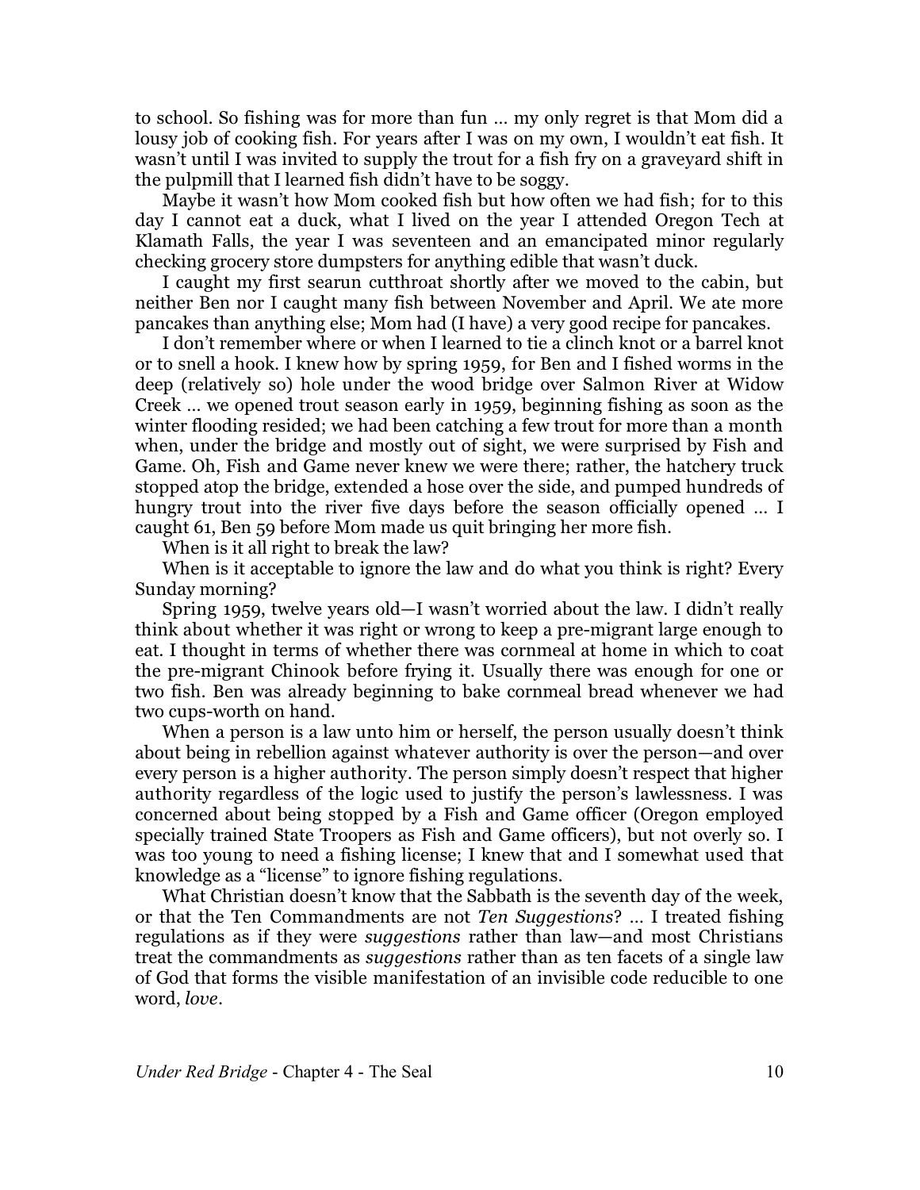to school. So fishing was for more than fun … my only regret is that Mom did a lousy job of cooking fish. For years after I was on my own, I wouldn't eat fish. It wasn't until I was invited to supply the trout for a fish fry on a graveyard shift in the pulpmill that I learned fish didn't have to be soggy.

Maybe it wasn't how Mom cooked fish but how often we had fish; for to this day I cannot eat a duck, what I lived on the year I attended Oregon Tech at Klamath Falls, the year I was seventeen and an emancipated minor regularly checking grocery store dumpsters for anything edible that wasn't duck.

I caught my first searun cutthroat shortly after we moved to the cabin, but neither Ben nor I caught many fish between November and April. We ate more pancakes than anything else; Mom had (I have) a very good recipe for pancakes.

I don't remember where or when I learned to tie a clinch knot or a barrel knot or to snell a hook. I knew how by spring 1959, for Ben and I fished worms in the deep (relatively so) hole under the wood bridge over Salmon River at Widow Creek … we opened trout season early in 1959, beginning fishing as soon as the winter flooding resided; we had been catching a few trout for more than a month when, under the bridge and mostly out of sight, we were surprised by Fish and Game. Oh, Fish and Game never knew we were there; rather, the hatchery truck stopped atop the bridge, extended a hose over the side, and pumped hundreds of hungry trout into the river five days before the season officially opened … I caught 61, Ben 59 before Mom made us quit bringing her more fish.

When is it all right to break the law?

When is it acceptable to ignore the law and do what you think is right? Every Sunday morning?

Spring 1959, twelve years old—I wasn't worried about the law. I didn't really think about whether it was right or wrong to keep a pre-migrant large enough to eat. I thought in terms of whether there was cornmeal at home in which to coat the pre-migrant Chinook before frying it. Usually there was enough for one or two fish. Ben was already beginning to bake cornmeal bread whenever we had two cups-worth on hand.

When a person is a law unto him or herself, the person usually doesn't think about being in rebellion against whatever authority is over the person—and over every person is a higher authority. The person simply doesn't respect that higher authority regardless of the logic used to justify the person's lawlessness. I was concerned about being stopped by a Fish and Game officer (Oregon employed specially trained State Troopers as Fish and Game officers), but not overly so. I was too young to need a fishing license; I knew that and I somewhat used that knowledge as a "license" to ignore fishing regulations.

What Christian doesn't know that the Sabbath is the seventh day of the week, or that the Ten Commandments are not *Ten Suggestions*? … I treated fishing regulations as if they were *suggestions* rather than law—and most Christians treat the commandments as *suggestions* rather than as ten facets of a single law of God that forms the visible manifestation of an invisible code reducible to one word, *love*.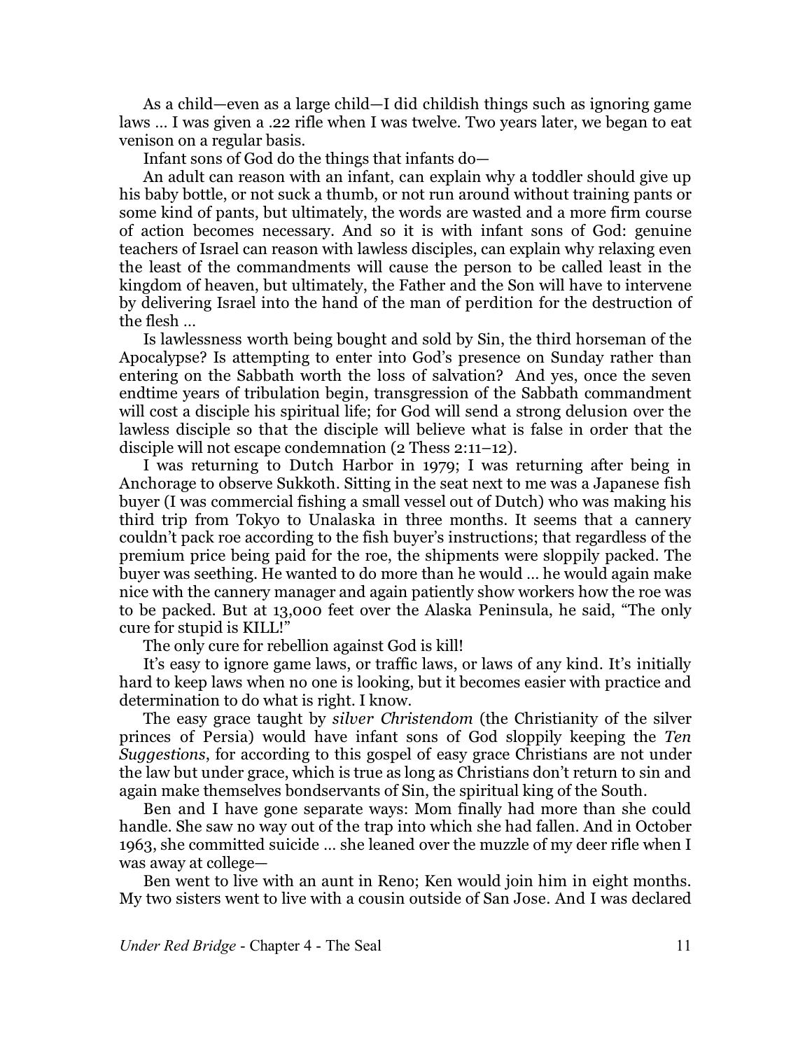As a child—even as a large child—I did childish things such as ignoring game laws … I was given a .22 rifle when I was twelve. Two years later, we began to eat venison on a regular basis.

Infant sons of God do the things that infants do—

An adult can reason with an infant, can explain why a toddler should give up his baby bottle, or not suck a thumb, or not run around without training pants or some kind of pants, but ultimately, the words are wasted and a more firm course of action becomes necessary. And so it is with infant sons of God: genuine teachers of Israel can reason with lawless disciples, can explain why relaxing even the least of the commandments will cause the person to be called least in the kingdom of heaven, but ultimately, the Father and the Son will have to intervene by delivering Israel into the hand of the man of perdition for the destruction of the flesh …

Is lawlessness worth being bought and sold by Sin, the third horseman of the Apocalypse? Is attempting to enter into God's presence on Sunday rather than entering on the Sabbath worth the loss of salvation? And yes, once the seven endtime years of tribulation begin, transgression of the Sabbath commandment will cost a disciple his spiritual life; for God will send a strong delusion over the lawless disciple so that the disciple will believe what is false in order that the disciple will not escape condemnation (2 Thess 2:11–12).

I was returning to Dutch Harbor in 1979; I was returning after being in Anchorage to observe Sukkoth. Sitting in the seat next to me was a Japanese fish buyer (I was commercial fishing a small vessel out of Dutch) who was making his third trip from Tokyo to Unalaska in three months. It seems that a cannery couldn't pack roe according to the fish buyer's instructions; that regardless of the premium price being paid for the roe, the shipments were sloppily packed. The buyer was seething. He wanted to do more than he would … he would again make nice with the cannery manager and again patiently show workers how the roe was to be packed. But at 13,000 feet over the Alaska Peninsula, he said, "The only cure for stupid is KILL!"

The only cure for rebellion against God is kill!

It's easy to ignore game laws, or traffic laws, or laws of any kind. It's initially hard to keep laws when no one is looking, but it becomes easier with practice and determination to do what is right. I know.

The easy grace taught by *silver Christendom* (the Christianity of the silver princes of Persia) would have infant sons of God sloppily keeping the *Ten Suggestions*, for according to this gospel of easy grace Christians are not under the law but under grace, which is true as long as Christians don't return to sin and again make themselves bondservants of Sin, the spiritual king of the South.

Ben and I have gone separate ways: Mom finally had more than she could handle. She saw no way out of the trap into which she had fallen. And in October 1963, she committed suicide … she leaned over the muzzle of my deer rifle when I was away at college—

Ben went to live with an aunt in Reno; Ken would join him in eight months. My two sisters went to live with a cousin outside of San Jose. And I was declared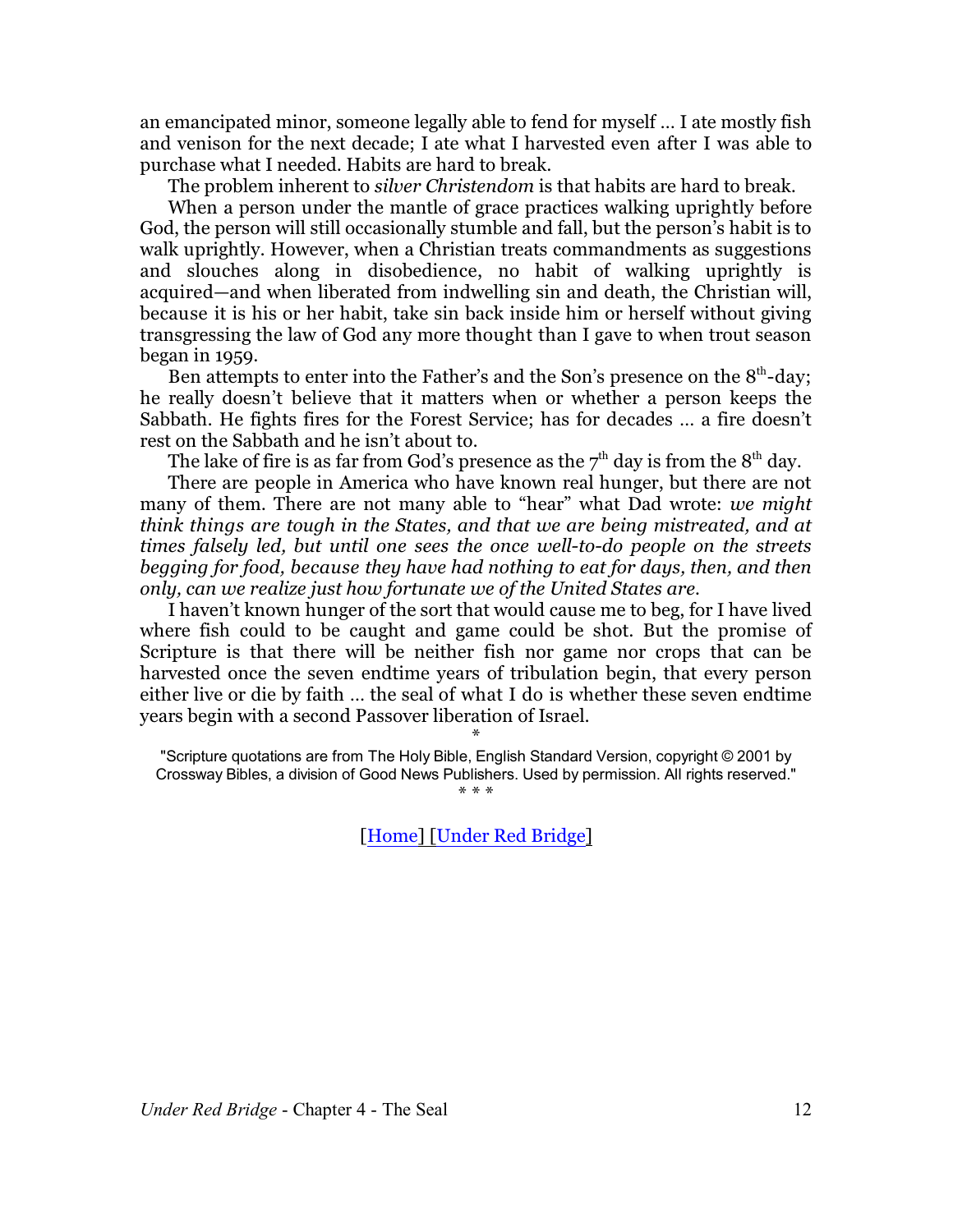an emancipated minor, someone legally able to fend for myself … I ate mostly fish and venison for the next decade; I ate what I harvested even after I was able to purchase what I needed. Habits are hard to break.

The problem inherent to *silver Christendom* is that habits are hard to break.

When a person under the mantle of grace practices walking uprightly before God, the person will still occasionally stumble and fall, but the person's habit is to walk uprightly. However, when a Christian treats commandments as suggestions and slouches along in disobedience, no habit of walking uprightly is acquired—and when liberated from indwelling sin and death, the Christian will, because it is his or her habit, take sin back inside him or herself without giving transgressing the law of God any more thought than I gave to when trout season began in 1959.

Ben attempts to enter into the Father's and the Son's presence on the 8th-day; he really doesn't believe that it matters when or whether a person keeps the Sabbath. He fights fires for the Forest Service; has for decades … a fire doesn't rest on the Sabbath and he isn't about to.

The lake of fire is as far from God's presence as the 7th day is from the 8th day.

There are people in America who have known real hunger, but there are not many of them. There are not many able to "hear" what Dad wrote: *we might think things are tough in the States, and that we are being mistreated, and at times falsely led, but until one sees the once well-to-do people on the streets begging for food, because they have had nothing to eat for days, then, and then only, can we realize just how fortunate we of the United States are.*

I haven't known hunger of the sort that would cause me to beg, for I have lived where fish could to be caught and game could be shot. But the promise of Scripture is that there will be neither fish nor game nor crops that can be harvested once the seven endtime years of tribulation begin, that every person either live or die by faith … the seal of what I do is whether these seven endtime years begin with a second Passover liberation of Israel.

*

"Scripture quotations are from The Holy Bible, English Standard Version, copyright © 2001 by Crossway Bibles, a division of Good News Publishers. Used by permission. All rights reserved."

* * *

[Home] [Under Red Bridge]